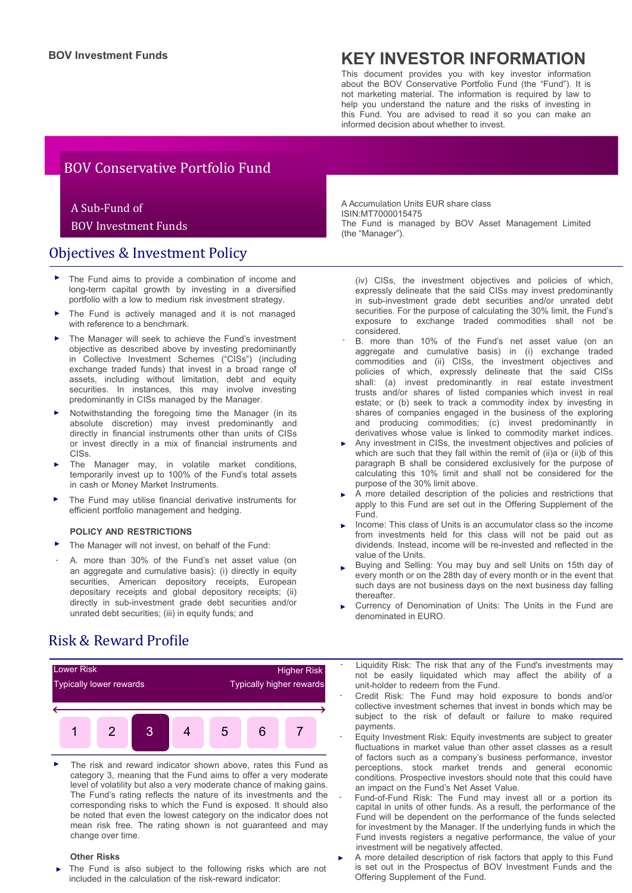**BOV Investment Funds**

# KEY INVESTOR INFORMATION

This document provides you with key investor information about the BOV Conservative Portfolio Fund (the "Fund"). It is not marketing material. The information is required by law to help you understand the nature and the risks of investing in this Fund. You are advised to read it so you can make an informed decision about whether to invest.

## BOV Conservative Portfolio Fund

A Sub-Fund of
BOV Investment Funds

A Accumulation Units EUR share class
ISIN:MT7000015475
The Fund is managed by BOV Asset Management Limited (the "Manager").

## Objectives & Investment Policy

- The Fund aims to provide a combination of income and long-term capital growth by investing in a diversified portfolio with a low to medium risk investment strategy.
- The Fund is actively managed and it is not managed with reference to a benchmark.
- The Manager will seek to achieve the Fund's investment objective as described above by investing predominantly in Collective Investment Schemes ("CISs") (including exchange traded funds) that invest in a broad range of assets, including without limitation, debt and equity securities. In instances, this may involve investing predominantly in CISs managed by the Manager.
- Notwithstanding the foregoing time the Manager (in its absolute discretion) may invest predominantly and directly in financial instruments other than units of CISs or invest directly in a mix of financial instruments and CISs.
- The Manager may, in volatile market conditions, temporarily invest up to 100% of the Fund's total assets in cash or Money Market Instruments.
- The Fund may utilise financial derivative instruments for efficient portfolio management and hedging.

**POLICY AND RESTRICTIONS**

- The Manager will not invest, on behalf of the Fund:
  - A. more than 30% of the Fund's net asset value (on an aggregate and cumulative basis): (i) directly in equity securities, American depository receipts, European depositary receipts and global depository receipts; (ii) directly in sub-investment grade debt securities and/or unrated debt securities; (iii) in equity funds; and (iv) CISs, the investment objectives and policies of which, expressly delineate that the said CISs may invest predominantly in sub-investment grade debt securities and/or unrated debt securities. For the purpose of calculating the 30% limit, the Fund's exposure to exchange traded commodities shall not be considered.
  - B. more than 10% of the Fund's net asset value (on an aggregate and cumulative basis) in (i) exchange traded commodities and (ii) CISs, the investment objectives and policies of which, expressly delineate that the said CISs shall: (a) invest predominantly in real estate investment trusts and/or shares of listed companies which invest in real estate; or (b) seek to track a commodity index by investing in shares of companies engaged in the business of the exploring and producing commodities; (c) invest predominantly in derivatives whose value is linked to commodity market indices.
- Any investment in CISs, the investment objectives and policies of which are such that they fall within the remit of (ii)a or (ii)b of this paragraph B shall be considered exclusively for the purpose of calculating this 10% limit and shall not be considered for the purpose of the 30% limit above.
- A more detailed description of the policies and restrictions that apply to this Fund are set out in the Offering Supplement of the Fund.
- Income: This class of Units is an accumulator class so the income from investments held for this class will not be paid out as dividends. Instead, income will be re-invested and reflected in the value of the Units.
- Buying and Selling: You may buy and sell Units on 15th day of every month or on the 28th day of every month or in the event that such days are not business days on the next business day falling thereafter.
- Currency of Denomination of Units: The Units in the Fund are denominated in EURO.

## Risk & Reward Profile

| Lower Risk<br>Typically lower rewards | | | | | | Higher Risk<br>Typically higher rewards |
|---|---|---|---|---|---|---|
| 1 | 2 | **3** | 4 | 5 | 6 | 7 |

- The risk and reward indicator shown above, rates this Fund as category 3, meaning that the Fund aims to offer a very moderate level of volatility but also a very moderate chance of making gains. The Fund's rating reflects the nature of its investments and the corresponding risks to which the Fund is exposed. It should also be noted that even the lowest category on the indicator does not mean risk free. The rating shown is not guaranteed and may change over time.

**Other Risks**

- The Fund is also subject to the following risks which are not included in the calculation of the risk-reward indicator:
  - Liquidity Risk: The risk that any of the Fund's investments may not be easily liquidated which may affect the ability of a unit-holder to redeem from the Fund.
  - Credit Risk: The Fund may hold exposure to bonds and/or collective investment schemes that invest in bonds which may be subject to the risk of default or failure to make required payments.
  - Equity Investment Risk: Equity investments are subject to greater fluctuations in market value than other asset classes as a result of factors such as a company's business performance, investor perceptions, stock market trends and general economic conditions. Prospective investors should note that this could have an impact on the Fund's Net Asset Value.
  - Fund-of-Fund Risk: The Fund may invest all or a portion its capital in units of other funds. As a result, the performance of the Fund will be dependent on the performance of the funds selected for investment by the Manager. If the underlying funds in which the Fund invests registers a negative performance, the value of your investment will be negatively affected.
- A more detailed description of risk factors that apply to this Fund is set out in the Prospectus of BOV Investment Funds and the Offering Supplement of the Fund.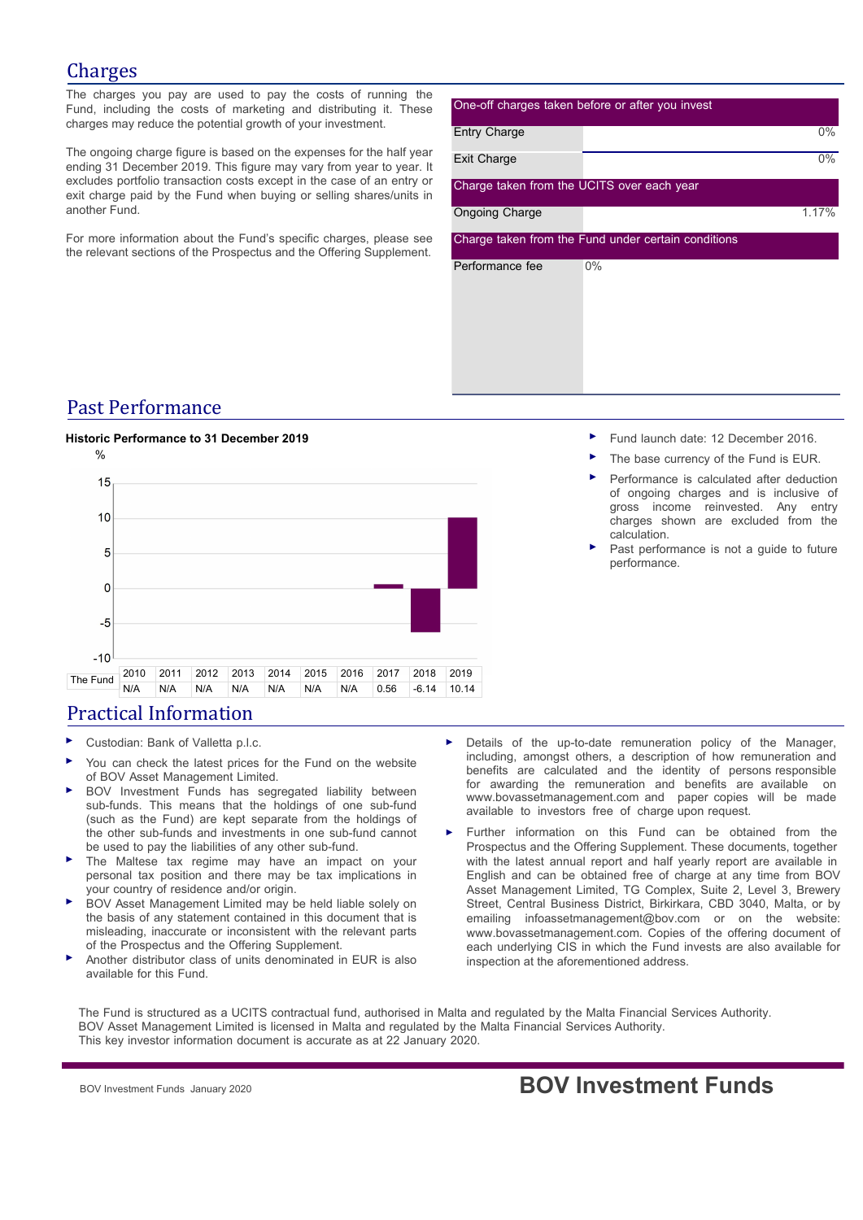## Charges

The charges you pay are used to pay the costs of running the Fund, including the costs of marketing and distributing it. These charges may reduce the potential growth of your investment.

The ongoing charge figure is based on the expenses for the half year ending 31 December 2019. This figure may vary from year to year. It excludes portfolio transaction costs except in the case of an entry or exit charge paid by the Fund when buying or selling shares/units in another Fund.

For more information about the Fund's specific charges, please see the relevant sections of the Prospectus and the Offering Supplement.

| One-off charges taken before or after you invest | |
|---|---|
| Entry Charge | 0% |
| Exit Charge | 0% |
| **Charge taken from the UCITS over each year** | |
| Ongoing Charge | 1.17% |
| **Charge taken from the Fund under certain conditions** | |
| Performance fee | 0% |

## Past Performance

**Historic Performance to 31 December 2019**

%

15
10
5
0
-5
-10

The Fund

2010 N/A
2011 N/A
2012 N/A
2013 N/A
2014 N/A
2015 N/A
2016 N/A
2017 0.56
2018 -6.14
2019 10.14

- Fund launch date: 12 December 2016.
- The base currency of the Fund is EUR.
- Performance is calculated after deduction of ongoing charges and is inclusive of gross income reinvested. Any entry charges shown are excluded from the calculation.
- Past performance is not a guide to future performance.

## Practical Information

- Custodian: Bank of Valletta p.l.c.
- You can check the latest prices for the Fund on the website of BOV Asset Management Limited.
- BOV Investment Funds has segregated liability between sub-funds. This means that the holdings of one sub-fund (such as the Fund) are kept separate from the holdings of the other sub-funds and investments in one sub-fund cannot be used to pay the liabilities of any other sub-fund.
- The Maltese tax regime may have an impact on your personal tax position and there may be tax implications in your country of residence and/or origin.
- BOV Asset Management Limited may be held liable solely on the basis of any statement contained in this document that is misleading, inaccurate or inconsistent with the relevant parts of the Prospectus and the Offering Supplement.
- Another distributor class of units denominated in EUR is also available for this Fund.
- Details of the up-to-date remuneration policy of the Manager, including, amongst others, a description of how remuneration and benefits are calculated and the identity of persons responsible for awarding the remuneration and benefits are available on www.bovassetmanagement.com and paper copies will be made available to investors free of charge upon request.
- Further information on this Fund can be obtained from the Prospectus and the Offering Supplement. These documents, together with the latest annual report and half yearly report are available in English and can be obtained free of charge at any time from BOV Asset Management Limited, TG Complex, Suite 2, Level 3, Brewery Street, Central Business District, Birkirkara, CBD 3040, Malta, or by emailing infoassetmanagement@bov.com or on the website: www.bovassetmanagement.com. Copies of the offering document of each underlying CIS in which the Fund invests are also available for inspection at the aforementioned address.

The Fund is structured as a UCITS contractual fund, authorised in Malta and regulated by the Malta Financial Services Authority.
BOV Asset Management Limited is licensed in Malta and regulated by the Malta Financial Services Authority.
This key investor information document is accurate as at 22 January 2020.

BOV Investment Funds January 2020

**BOV Investment Funds**